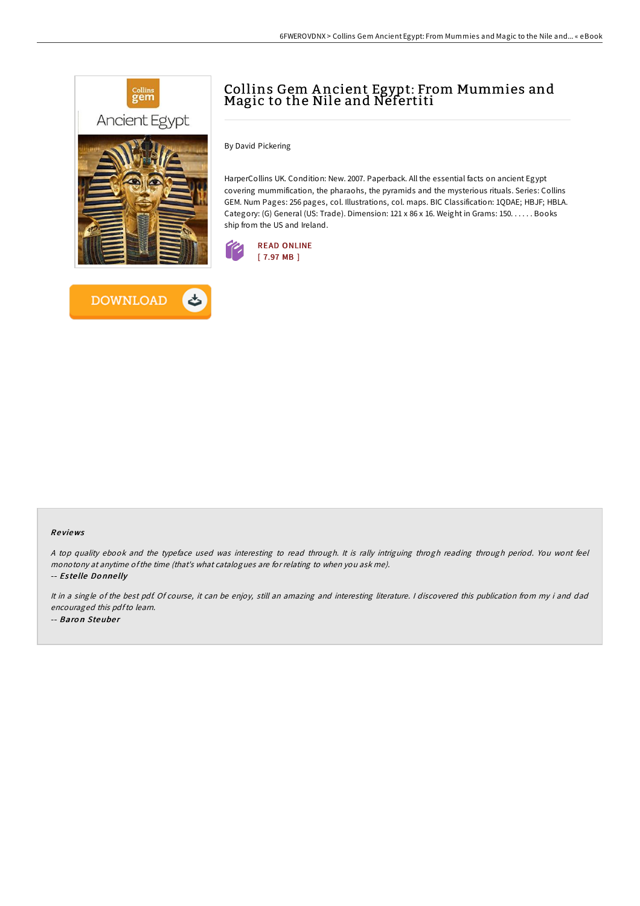# Collins Gem Ancient Egypt: From Mummies and Magic to the Nile and Nefertiti

By David Pickering

HarperCollins UK. Condition: New. 2007. Paperback. All the essential facts on ancient Egypt covering mummification, the pharaohs, the pyramids and the mysterious rituals. Series: Collins GEM. Num Pages: 256 pages, col. Illustrations, col. maps. BIC Classification: 1QDAE; HBJF; HBLA. Category: (G) General (US: Trade). Dimension: 121 x 86 x 16. Weight in Grams: 150. . . . . . Books ship from the US and Ireland.

READ ONLINE
[ 7.97 MB ]

DOWNLOAD

## Reviews

*A top quality ebook and the typeface used was interesting to read through. It is rally intriguing throgh reading through period. You wont feel monotony at anytime of the time (that's what catalogues are for relating to when you ask me).*

-- ***Estelle Donnelly***

*It in a single of the best pdf. Of course, it can be enjoy, still an amazing and interesting literature. I discovered this publication from my i and dad encouraged this pdf to learn.*

-- ***Baron Steuber***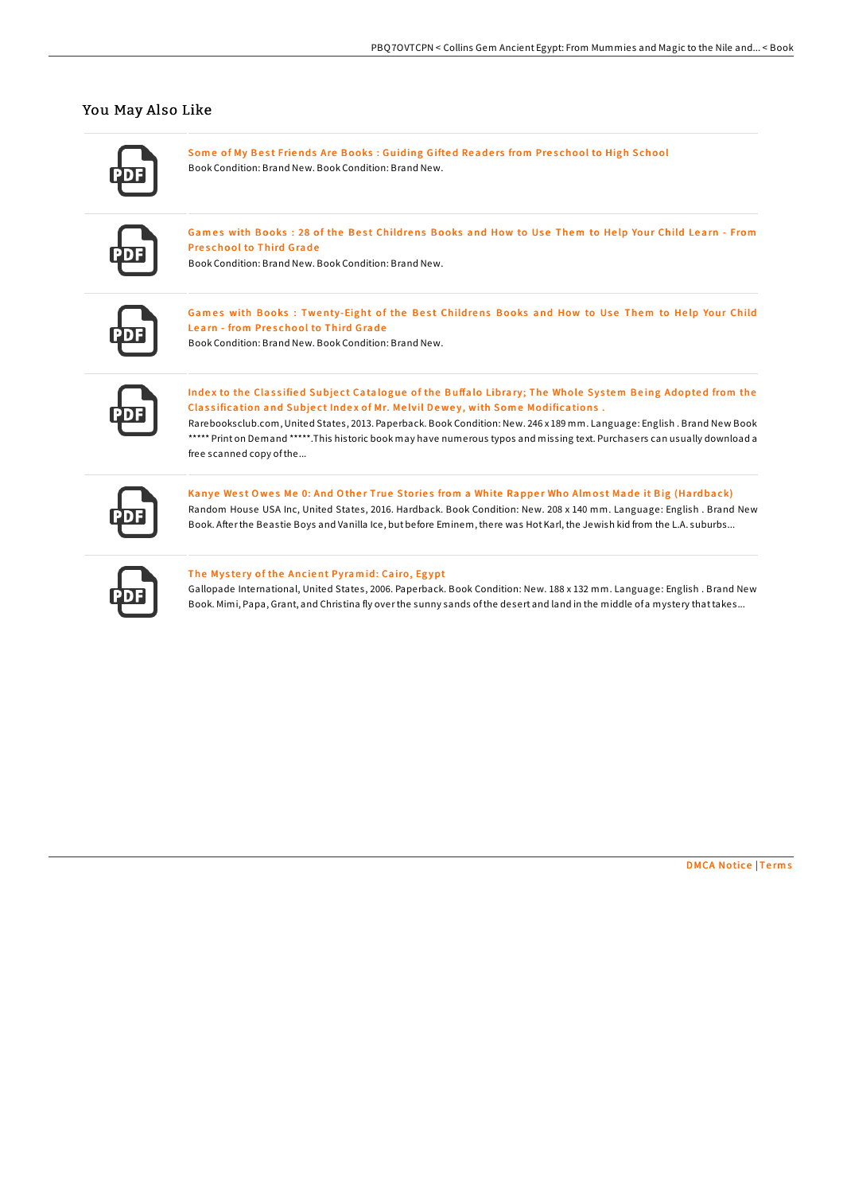## You May Also Like

**Some of My Best Friends Are Books : Guiding Gifted Readers from Preschool to High School**
Book Condition: Brand New. Book Condition: Brand New.

**Games with Books : 28 of the Best Childrens Books and How to Use Them to Help Your Child Learn - From Preschool to Third Grade**
Book Condition: Brand New. Book Condition: Brand New.

**Games with Books : Twenty-Eight of the Best Childrens Books and How to Use Them to Help Your Child Learn - from Preschool to Third Grade**
Book Condition: Brand New. Book Condition: Brand New.

**Index to the Classified Subject Catalogue of the Buffalo Library; The Whole System Being Adopted from the Classification and Subject Index of Mr. Melvil Dewey, with Some Modifications .**
Rarebooksclub.com, United States, 2013. Paperback. Book Condition: New. 246 x 189 mm. Language: English . Brand New Book ***** Print on Demand *****.This historic book may have numerous typos and missing text. Purchasers can usually download a free scanned copy of the...

**Kanye West Owes Me 0: And Other True Stories from a White Rapper Who Almost Made it Big (Hardback)**
Random House USA Inc, United States, 2016. Hardback. Book Condition: New. 208 x 140 mm. Language: English . Brand New Book. After the Beastie Boys and Vanilla Ice, but before Eminem, there was Hot Karl, the Jewish kid from the L.A. suburbs...

**The Mystery of the Ancient Pyramid: Cairo, Egypt**
Gallopade International, United States, 2006. Paperback. Book Condition: New. 188 x 132 mm. Language: English . Brand New Book. Mimi, Papa, Grant, and Christina fly over the sunny sands of the desert and land in the middle of a mystery that takes...